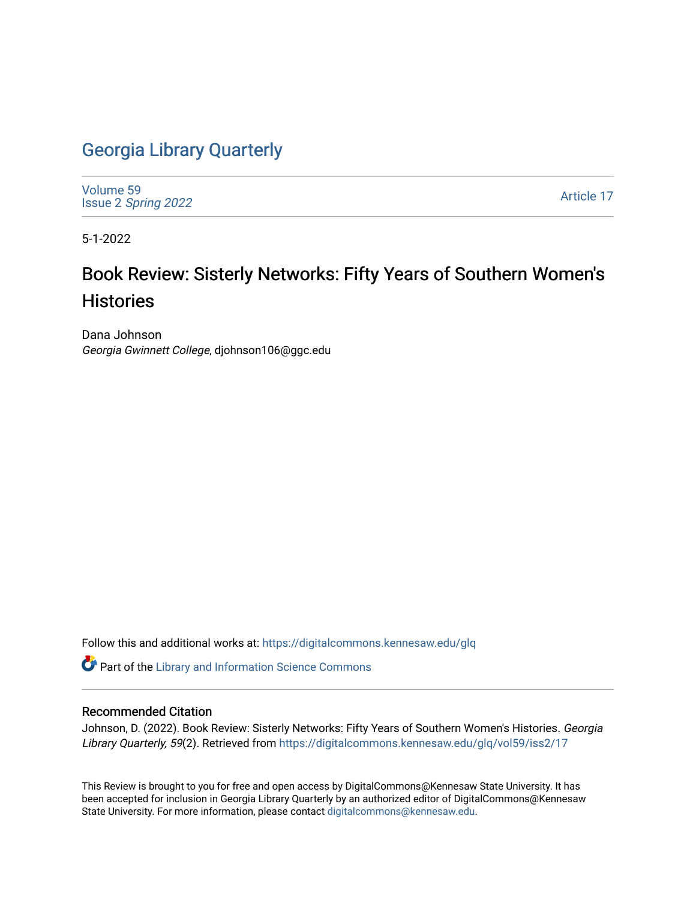# Georgia Library Quarterly

Volume 59
Issue 2 *Spring 2022*

Article 17

5-1-2022

## Book Review: Sisterly Networks: Fifty Years of Southern Women's Histories

Dana Johnson
*Georgia Gwinnett College*, djohnson106@ggc.edu

Follow this and additional works at: https://digitalcommons.kennesaw.edu/glq

Part of the Library and Information Science Commons

### Recommended Citation

Johnson, D. (2022). Book Review: Sisterly Networks: Fifty Years of Southern Women's Histories. *Georgia Library Quarterly, 59*(2). Retrieved from https://digitalcommons.kennesaw.edu/glq/vol59/iss2/17

This Review is brought to you for free and open access by DigitalCommons@Kennesaw State University. It has been accepted for inclusion in Georgia Library Quarterly by an authorized editor of DigitalCommons@Kennesaw State University. For more information, please contact digitalcommons@kennesaw.edu.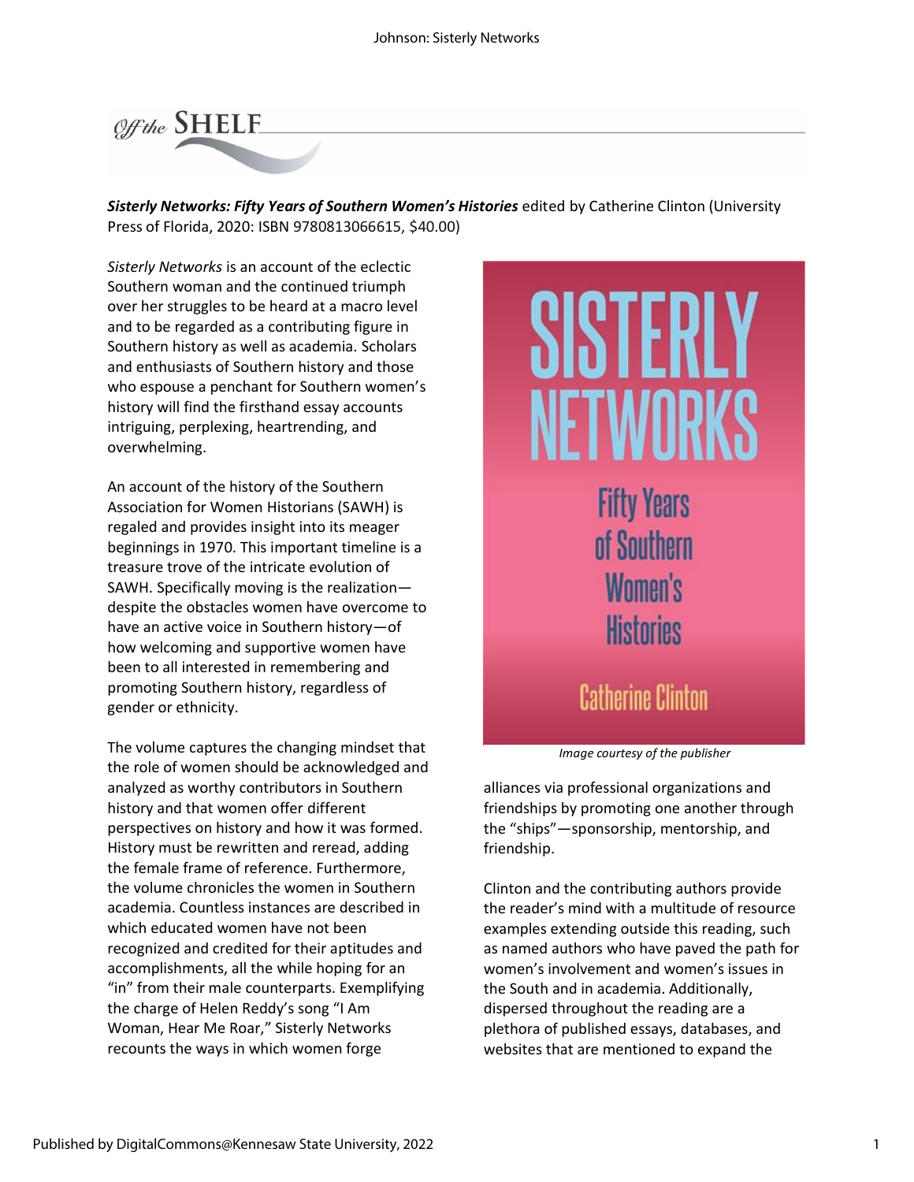![Off the Shelf](Off the SHELF)

***Sisterly Networks: Fifty Years of Southern Women's Histories*** edited by Catherine Clinton (University Press of Florida, 2020: ISBN 9780813066615, $40.00)

*Sisterly Networks* is an account of the eclectic Southern woman and the continued triumph over her struggles to be heard at a macro level and to be regarded as a contributing figure in Southern history as well as academia. Scholars and enthusiasts of Southern history and those who espouse a penchant for Southern women's history will find the firsthand essay accounts intriguing, perplexing, heartrending, and overwhelming.

An account of the history of the Southern Association for Women Historians (SAWH) is regaled and provides insight into its meager beginnings in 1970. This important timeline is a treasure trove of the intricate evolution of SAWH. Specifically moving is the realization—despite the obstacles women have overcome to have an active voice in Southern history—of how welcoming and supportive women have been to all interested in remembering and promoting Southern history, regardless of gender or ethnicity.

The volume captures the changing mindset that the role of women should be acknowledged and analyzed as worthy contributors in Southern history and that women offer different perspectives on history and how it was formed. History must be rewritten and reread, adding the female frame of reference. Furthermore, the volume chronicles the women in Southern academia. Countless instances are described in which educated women have not been recognized and credited for their aptitudes and accomplishments, all the while hoping for an "in" from their male counterparts. Exemplifying the charge of Helen Reddy's song "I Am Woman, Hear Me Roar," Sisterly Networks recounts the ways in which women forge alliances via professional organizations and friendships by promoting one another through the "ships"—sponsorship, mentorship, and friendship.

*Image courtesy of the publisher*

Clinton and the contributing authors provide the reader's mind with a multitude of resource examples extending outside this reading, such as named authors who have paved the path for women's involvement and women's issues in the South and in academia. Additionally, dispersed throughout the reading are a plethora of published essays, databases, and websites that are mentioned to expand the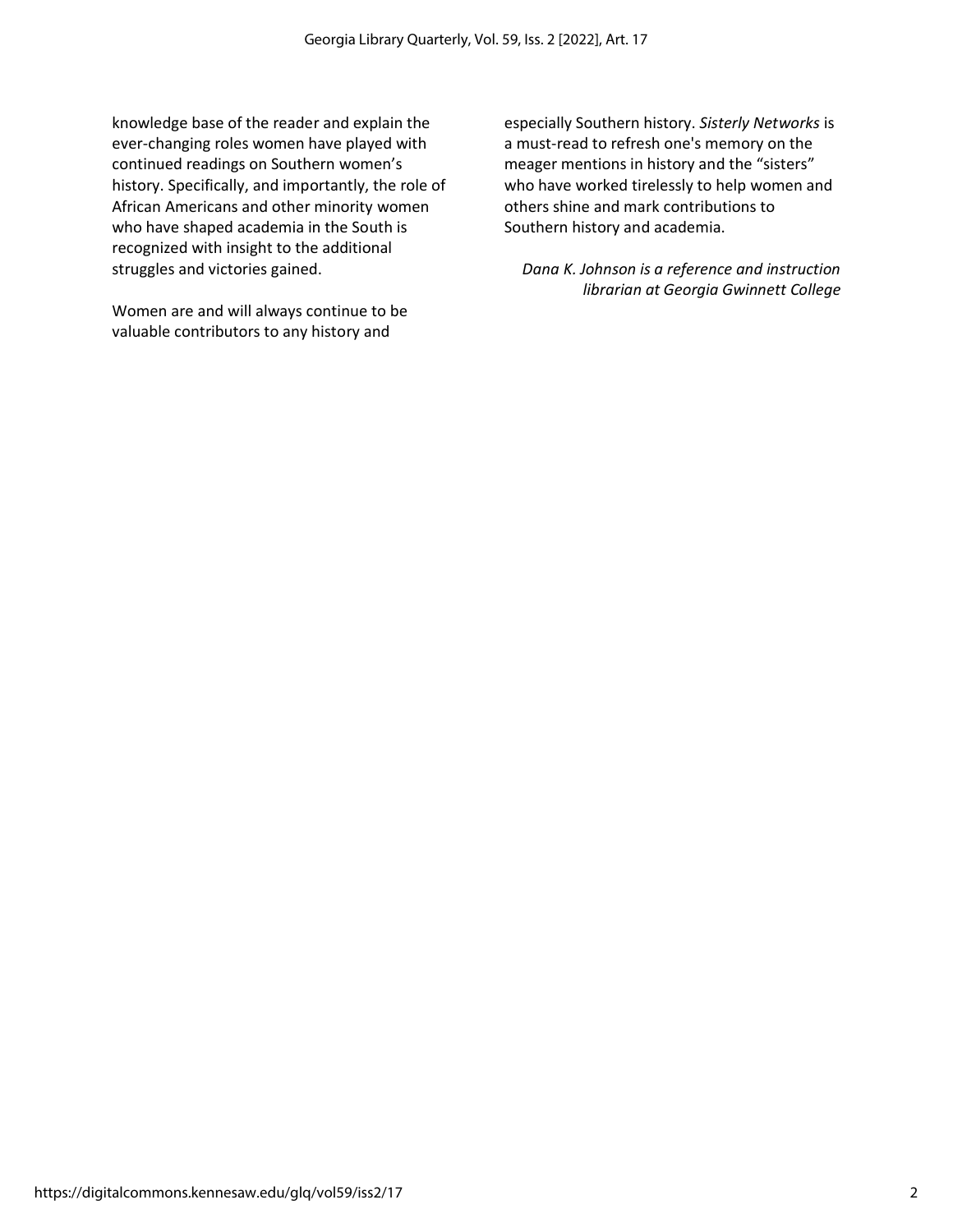knowledge base of the reader and explain the ever-changing roles women have played with continued readings on Southern women's history. Specifically, and importantly, the role of African Americans and other minority women who have shaped academia in the South is recognized with insight to the additional struggles and victories gained.

Women are and will always continue to be valuable contributors to any history and especially Southern history. *Sisterly Networks* is a must-read to refresh one's memory on the meager mentions in history and the "sisters" who have worked tirelessly to help women and others shine and mark contributions to Southern history and academia.

*Dana K. Johnson is a reference and instruction librarian at Georgia Gwinnett College*